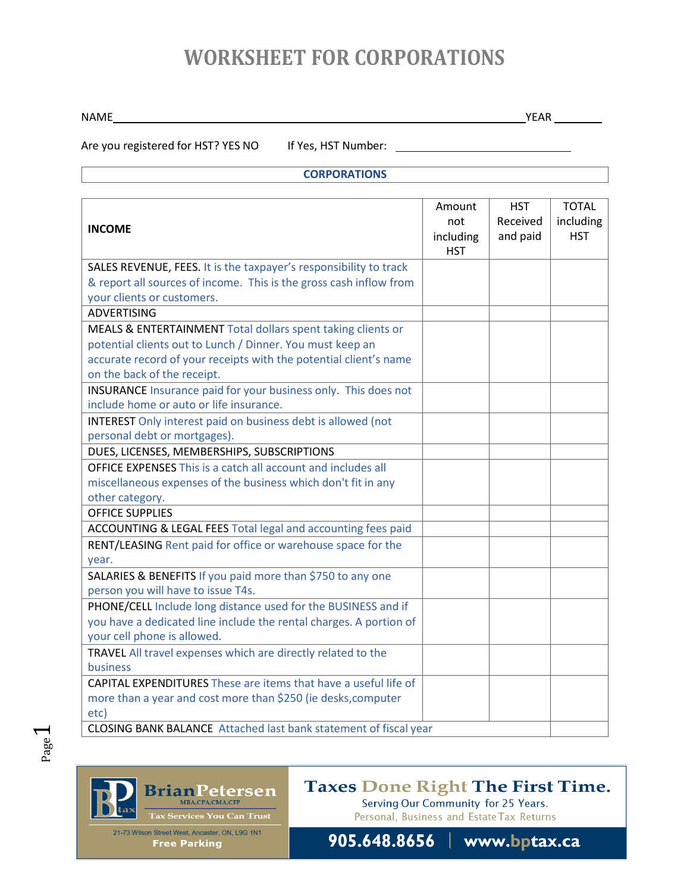# WORKSHEET FOR CORPORATIONS

NAME\_\_\_\_\_\_\_\_\_\_\_\_\_\_\_\_\_\_\_\_\_\_\_\_\_\_\_\_\_\_\_\_\_\_\_\_\_\_\_\_\_\_\_\_\_\_\_\_\_\_\_\_\_\_\_\_YEAR \_\_\_\_\_\_\_\_

Are you registered for HST? YES NO        If Yes, HST Number: \_\_\_\_\_\_\_\_\_\_\_\_\_\_\_\_\_\_\_\_\_\_\_\_\_\_\_\_

## CORPORATIONS

| **INCOME** | Amount not including HST | HST Received and paid | TOTAL including HST |
|---|---|---|---|
| SALES REVENUE, FEES. It is the taxpayer's responsibility to track & report all sources of income. This is the gross cash inflow from your clients or customers. | | | |
| ADVERTISING | | | |
| MEALS & ENTERTAINMENT Total dollars spent taking clients or potential clients out to Lunch / Dinner. You must keep an accurate record of your receipts with the potential client's name on the back of the receipt. | | | |
| INSURANCE Insurance paid for your business only. This does not include home or auto or life insurance. | | | |
| INTEREST Only interest paid on business debt is allowed (not personal debt or mortgages). | | | |
| DUES, LICENSES, MEMBERSHIPS, SUBSCRIPTIONS | | | |
| OFFICE EXPENSES This is a catch all account and includes all miscellaneous expenses of the business which don't fit in any other category. | | | |
| OFFICE SUPPLIES | | | |
| ACCOUNTING & LEGAL FEES Total legal and accounting fees paid | | | |
| RENT/LEASING Rent paid for office or warehouse space for the year. | | | |
| SALARIES & BENEFITS If you paid more than $750 to any one person you will have to issue T4s. | | | |
| PHONE/CELL Include long distance used for the BUSINESS and if you have a dedicated line include the rental charges. A portion of your cell phone is allowed. | | | |
| TRAVEL All travel expenses which are directly related to the business | | | |
| CAPITAL EXPENDITURES These are items that have a useful life of more than a year and cost more than $250 (ie desks,computer etc) | | | |
| CLOSING BANK BALANCE Attached last bank statement of fiscal year | | | |

**BrianPetersen** MBA,CPA,CMA,CFP
Tax Services You Can Trust
21-73 Wilson Street West, Ancaster, ON, L9G 1N1
Free Parking

**Taxes Done Right The First Time.**
Serving Our Community for 25 Years.
Personal, Business and Estate Tax Returns

**905.648.8656 | www.bptax.ca**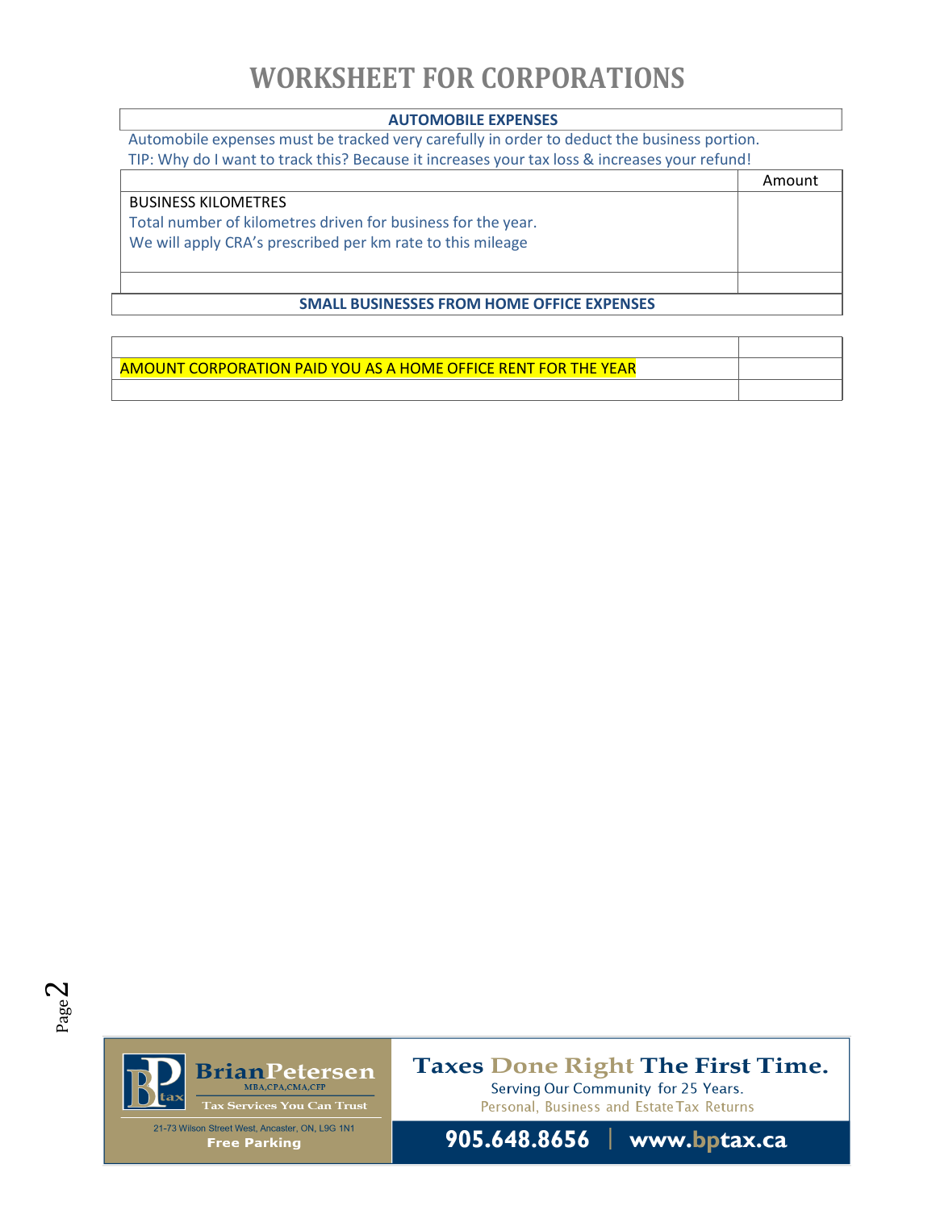# WORKSHEET FOR CORPORATIONS

**AUTOMOBILE EXPENSES**

Automobile expenses must be tracked very carefully in order to deduct the business portion.
TIP: Why do I want to track this? Because it increases your tax loss & increases your refund!

| | Amount |
|---|---|
| BUSINESS KILOMETRES<br>Total number of kilometres driven for business for the year.<br>We will apply CRA's prescribed per km rate to this mileage | |
| | |

**SMALL BUSINESSES FROM HOME OFFICE EXPENSES**

| | |
|---|---|
| | |
| AMOUNT CORPORATION PAID YOU AS A HOME OFFICE RENT FOR THE YEAR | |
| | |

**BrianPetersen** MBA,CPA,CMA,CFP
Tax Services You Can Trust
21-73 Wilson Street West, Ancaster, ON, L9G 1N1
Free Parking

**Taxes Done Right The First Time.**
Serving Our Community for 25 Years.
Personal, Business and Estate Tax Returns

905.648.8656 | www.bptax.ca